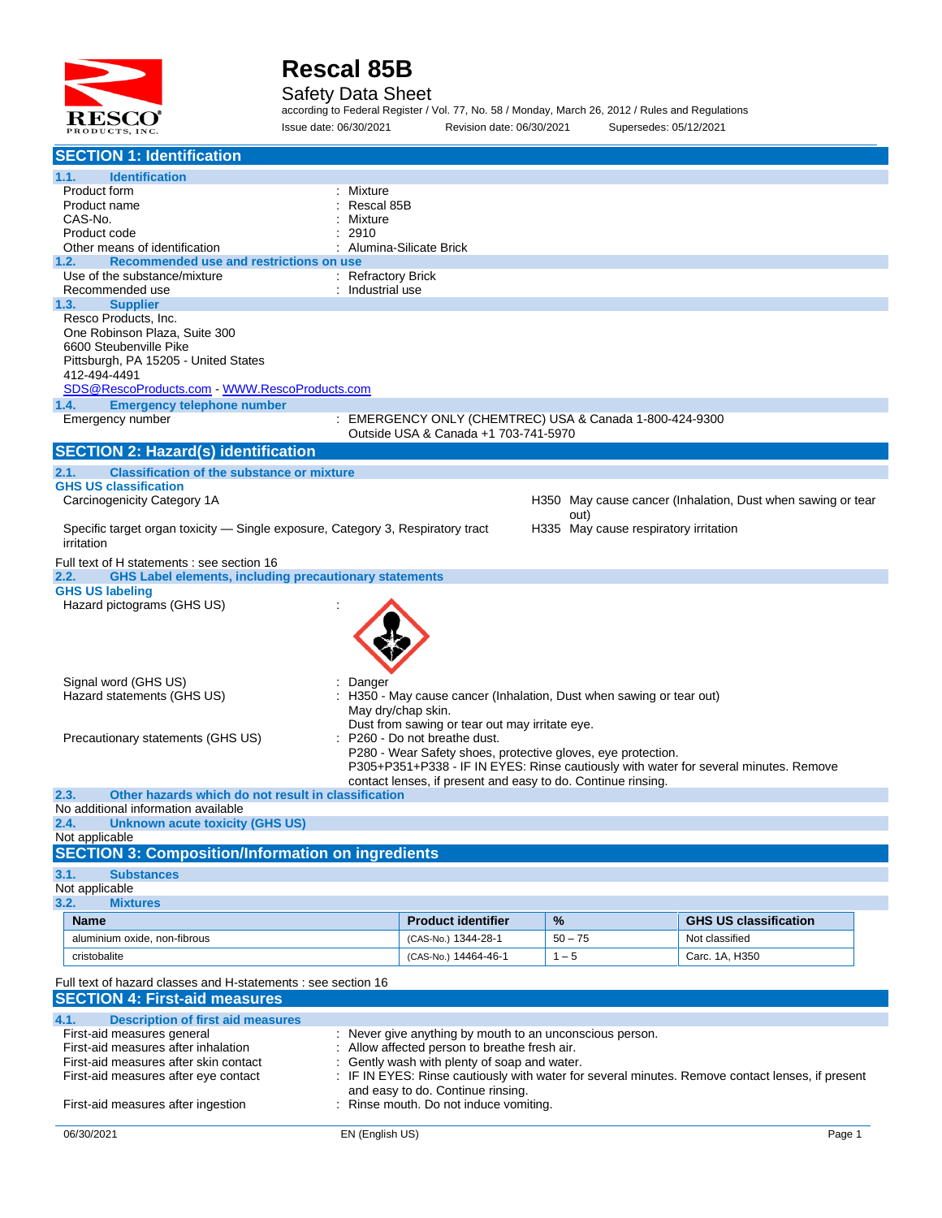# Rescal 85B

## Safety Data Sheet

according to Federal Register / Vol. 77, No. 58 / Monday, March 26, 2012 / Rules and Regulations

Issue date: 06/30/2021 Revision date: 06/30/2021 Supersedes: 05/12/2021

## SECTION 1: Identification

### 1.1. Identification

| | |
|---|---|
| Product form | : Mixture |
| Product name | : Rescal 85B |
| CAS-No. | : Mixture |
| Product code | : 2910 |
| Other means of identification | : Alumina-Silicate Brick |

### 1.2. Recommended use and restrictions on use

| | |
|---|---|
| Use of the substance/mixture | : Refractory Brick |
| Recommended use | : Industrial use |

### 1.3. Supplier

Resco Products, Inc.
One Robinson Plaza, Suite 300
6600 Steubenville Pike
Pittsburgh, PA 15205 - United States
412-494-4491
SDS@RescoProducts.com - WWW.RescoProducts.com

### 1.4. Emergency telephone number

| | |
|---|---|
| Emergency number | : EMERGENCY ONLY (CHEMTREC) USA & Canada 1-800-424-9300<br>Outside USA & Canada +1 703-741-5970 |

## SECTION 2: Hazard(s) identification

### 2.1. Classification of the substance or mixture

**GHS US classification**

| | |
|---|---|
| Carcinogenicity Category 1A | H350 May cause cancer (Inhalation, Dust when sawing or tear out) |
| Specific target organ toxicity — Single exposure, Category 3, Respiratory tract irritation | H335 May cause respiratory irritation |

Full text of H statements : see section 16

### 2.2. GHS Label elements, including precautionary statements

**GHS US labeling**

Hazard pictograms (GHS US) :

| | |
|---|---|
| Signal word (GHS US) | : Danger |
| Hazard statements (GHS US) | : H350 - May cause cancer (Inhalation, Dust when sawing or tear out)<br>May dry/chap skin.<br>Dust from sawing or tear out may irritate eye. |
| Precautionary statements (GHS US) | : P260 - Do not breathe dust.<br>P280 - Wear Safety shoes, protective gloves, eye protection.<br>P305+P351+P338 - IF IN EYES: Rinse cautiously with water for several minutes. Remove contact lenses, if present and easy to do. Continue rinsing. |

### 2.3. Other hazards which do not result in classification

No additional information available

### 2.4. Unknown acute toxicity (GHS US)

Not applicable

## SECTION 3: Composition/Information on ingredients

### 3.1. Substances

Not applicable

### 3.2. Mixtures

| Name | Product identifier | % | GHS US classification |
|---|---|---|---|
| aluminium oxide, non-fibrous | (CAS-No.) 1344-28-1 | 50 – 75 | Not classified |
| cristobalite | (CAS-No.) 14464-46-1 | 1 – 5 | Carc. 1A, H350 |

Full text of hazard classes and H-statements : see section 16

## SECTION 4: First-aid measures

### 4.1. Description of first aid measures

| | |
|---|---|
| First-aid measures general | : Never give anything by mouth to an unconscious person. |
| First-aid measures after inhalation | : Allow affected person to breathe fresh air. |
| First-aid measures after skin contact | : Gently wash with plenty of soap and water. |
| First-aid measures after eye contact | : IF IN EYES: Rinse cautiously with water for several minutes. Remove contact lenses, if present and easy to do. Continue rinsing. |
| First-aid measures after ingestion | : Rinse mouth. Do not induce vomiting. |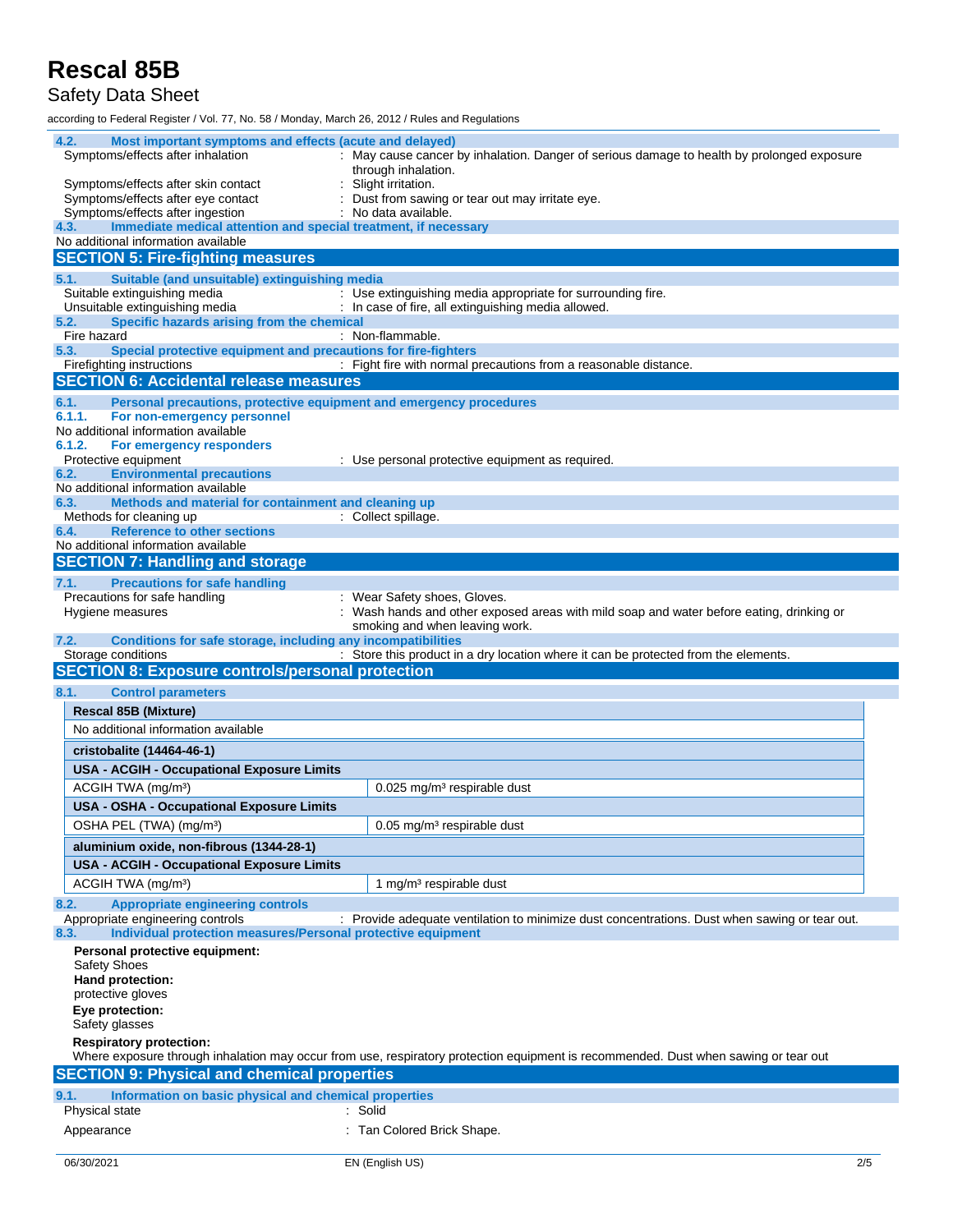### 4.2. Most important symptoms and effects (acute and delayed)

Symptoms/effects after inhalation : May cause cancer by inhalation. Danger of serious damage to health by prolonged exposure through inhalation.

Symptoms/effects after skin contact : Slight irritation.

Symptoms/effects after eye contact : Dust from sawing or tear out may irritate eye.

Symptoms/effects after ingestion : No data available.

### 4.3. Immediate medical attention and special treatment, if necessary

No additional information available

## SECTION 5: Fire-fighting measures

### 5.1. Suitable (and unsuitable) extinguishing media

Suitable extinguishing media : Use extinguishing media appropriate for surrounding fire.

Unsuitable extinguishing media : In case of fire, all extinguishing media allowed.

### 5.2. Specific hazards arising from the chemical

Fire hazard : Non-flammable.

### 5.3. Special protective equipment and precautions for fire-fighters

Firefighting instructions : Fight fire with normal precautions from a reasonable distance.

## SECTION 6: Accidental release measures

### 6.1. Personal precautions, protective equipment and emergency procedures

#### 6.1.1. For non-emergency personnel

No additional information available

#### 6.1.2. For emergency responders

Protective equipment : Use personal protective equipment as required.

### 6.2. Environmental precautions

No additional information available

### 6.3. Methods and material for containment and cleaning up

Methods for cleaning up : Collect spillage.

### 6.4. Reference to other sections

No additional information available

## SECTION 7: Handling and storage

### 7.1. Precautions for safe handling

Precautions for safe handling : Wear Safety shoes, Gloves.

Hygiene measures : Wash hands and other exposed areas with mild soap and water before eating, drinking or smoking and when leaving work.

### 7.2. Conditions for safe storage, including any incompatibilities

Storage conditions : Store this product in a dry location where it can be protected from the elements.

## SECTION 8: Exposure controls/personal protection

### 8.1. Control parameters

| **Rescal 85B (Mixture)** | |
|---|---|
| No additional information available | |
| **cristobalite (14464-46-1)** | |
| **USA - ACGIH - Occupational Exposure Limits** | |
| ACGIH TWA (mg/m³) | 0.025 mg/m³ respirable dust |
| **USA - OSHA - Occupational Exposure Limits** | |
| OSHA PEL (TWA) (mg/m³) | 0.05 mg/m³ respirable dust |
| **aluminium oxide, non-fibrous (1344-28-1)** | |
| **USA - ACGIH - Occupational Exposure Limits** | |
| ACGIH TWA (mg/m³) | 1 mg/m³ respirable dust |

### 8.2. Appropriate engineering controls

Appropriate engineering controls : Provide adequate ventilation to minimize dust concentrations. Dust when sawing or tear out.

### 8.3. Individual protection measures/Personal protective equipment

**Personal protective equipment:**
Safety Shoes

**Hand protection:**
protective gloves

**Eye protection:**
Safety glasses

**Respiratory protection:**
Where exposure through inhalation may occur from use, respiratory protection equipment is recommended. Dust when sawing or tear out

## SECTION 9: Physical and chemical properties

### 9.1. Information on basic physical and chemical properties

Physical state : Solid

Appearance : Tan Colored Brick Shape.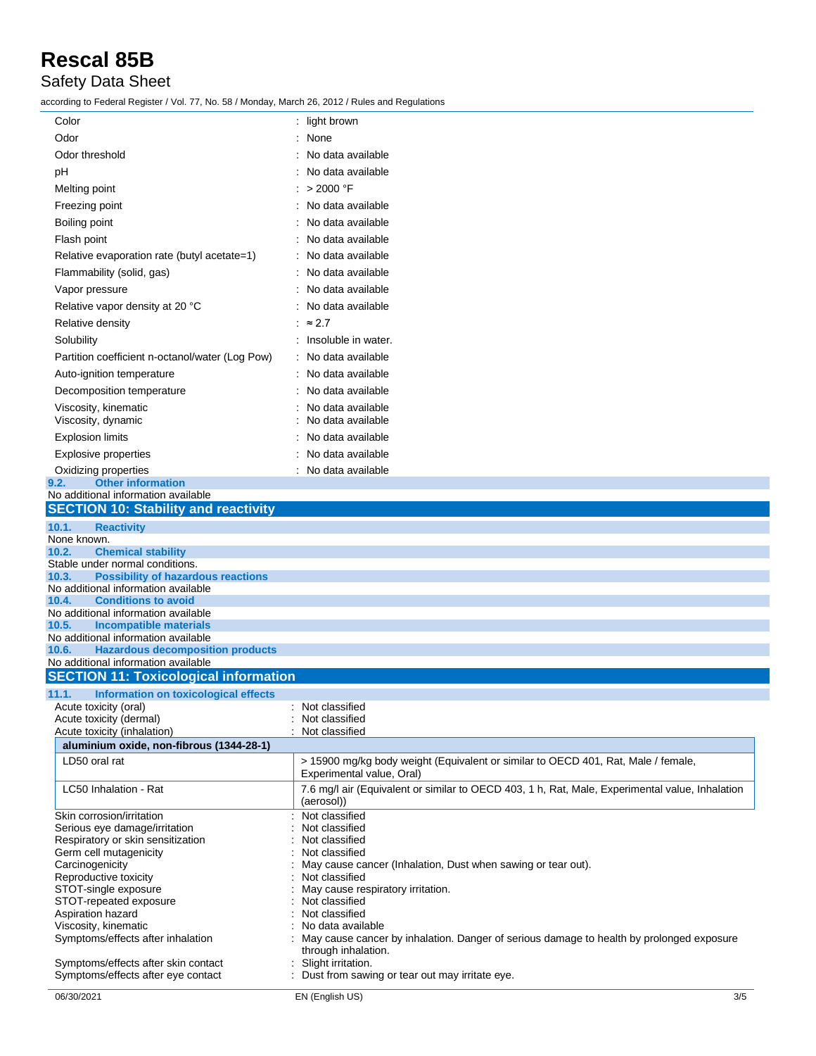| | |
|---|---|
| Color | : light brown |
| Odor | : None |
| Odor threshold | : No data available |
| pH | : No data available |
| Melting point | : > 2000 °F |
| Freezing point | : No data available |
| Boiling point | : No data available |
| Flash point | : No data available |
| Relative evaporation rate (butyl acetate=1) | : No data available |
| Flammability (solid, gas) | : No data available |
| Vapor pressure | : No data available |
| Relative vapor density at 20 °C | : No data available |
| Relative density | : ≈ 2.7 |
| Solubility | : Insoluble in water. |
| Partition coefficient n-octanol/water (Log Pow) | : No data available |
| Auto-ignition temperature | : No data available |
| Decomposition temperature | : No data available |
| Viscosity, kinematic | : No data available |
| Viscosity, dynamic | : No data available |
| Explosion limits | : No data available |
| Explosive properties | : No data available |
| Oxidizing properties | : No data available |

### 9.2. Other information

No additional information available

## SECTION 10: Stability and reactivity

### 10.1. Reactivity

None known.

### 10.2. Chemical stability

Stable under normal conditions.

### 10.3. Possibility of hazardous reactions

No additional information available

### 10.4. Conditions to avoid

No additional information available

### 10.5. Incompatible materials

No additional information available

### 10.6. Hazardous decomposition products

No additional information available

## SECTION 11: Toxicological information

### 11.1. Information on toxicological effects

| | |
|---|---|
| Acute toxicity (oral) | : Not classified |
| Acute toxicity (dermal) | : Not classified |
| Acute toxicity (inhalation) | : Not classified |

| aluminium oxide, non-fibrous (1344-28-1) | |
|---|---|
| LD50 oral rat | > 15900 mg/kg body weight (Equivalent or similar to OECD 401, Rat, Male / female, Experimental value, Oral) |
| LC50 Inhalation - Rat | 7.6 mg/l air (Equivalent or similar to OECD 403, 1 h, Rat, Male, Experimental value, Inhalation (aerosol)) |

| | |
|---|---|
| Skin corrosion/irritation | : Not classified |
| Serious eye damage/irritation | : Not classified |
| Respiratory or skin sensitization | : Not classified |
| Germ cell mutagenicity | : Not classified |
| Carcinogenicity | : May cause cancer (Inhalation, Dust when sawing or tear out). |
| Reproductive toxicity | : Not classified |
| STOT-single exposure | : May cause respiratory irritation. |
| STOT-repeated exposure | : Not classified |
| Aspiration hazard | : Not classified |
| Viscosity, kinematic | : No data available |
| Symptoms/effects after inhalation | : May cause cancer by inhalation. Danger of serious damage to health by prolonged exposure through inhalation. |
| Symptoms/effects after skin contact | : Slight irritation. |
| Symptoms/effects after eye contact | : Dust from sawing or tear out may irritate eye. |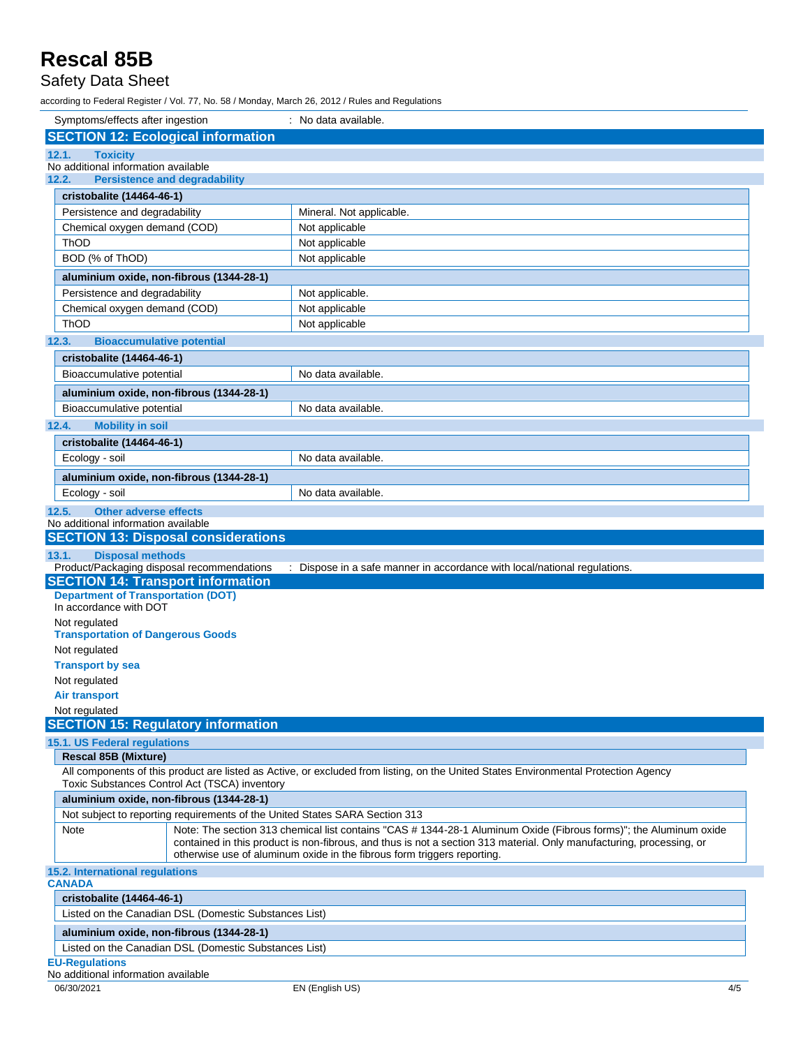Symptoms/effects after ingestion : No data available.

## SECTION 12: Ecological information

### 12.1. Toxicity

No additional information available

### 12.2. Persistence and degradability

| cristobalite (14464-46-1) | |
|---|---|
| Persistence and degradability | Mineral. Not applicable. |
| Chemical oxygen demand (COD) | Not applicable |
| ThOD | Not applicable |
| BOD (% of ThOD) | Not applicable |

| aluminium oxide, non-fibrous (1344-28-1) | |
|---|---|
| Persistence and degradability | Not applicable. |
| Chemical oxygen demand (COD) | Not applicable |
| ThOD | Not applicable |

### 12.3. Bioaccumulative potential

| cristobalite (14464-46-1) | |
|---|---|
| Bioaccumulative potential | No data available. |

| aluminium oxide, non-fibrous (1344-28-1) | |
|---|---|
| Bioaccumulative potential | No data available. |

### 12.4. Mobility in soil

| cristobalite (14464-46-1) | |
|---|---|
| Ecology - soil | No data available. |

| aluminium oxide, non-fibrous (1344-28-1) | |
|---|---|
| Ecology - soil | No data available. |

### 12.5. Other adverse effects

No additional information available

## SECTION 13: Disposal considerations

### 13.1. Disposal methods

Product/Packaging disposal recommendations : Dispose in a safe manner in accordance with local/national regulations.

## SECTION 14: Transport information

**Department of Transportation (DOT)**

In accordance with DOT

Not regulated

**Transportation of Dangerous Goods**

Not regulated

**Transport by sea**

Not regulated

**Air transport**

Not regulated

## SECTION 15: Regulatory information

### 15.1. US Federal regulations

**Rescal 85B (Mixture)**

All components of this product are listed as Active, or excluded from listing, on the United States Environmental Protection Agency Toxic Substances Control Act (TSCA) inventory

| aluminium oxide, non-fibrous (1344-28-1) | |
|---|---|
| Not subject to reporting requirements of the United States SARA Section 313 | |
| Note | Note: The section 313 chemical list contains "CAS # 1344-28-1 Aluminum Oxide (Fibrous forms)"; the Aluminum oxide contained in this product is non-fibrous, and thus is not a section 313 material. Only manufacturing, processing, or otherwise use of aluminum oxide in the fibrous form triggers reporting. |

### 15.2. International regulations

**CANADA**

| cristobalite (14464-46-1) |
|---|
| Listed on the Canadian DSL (Domestic Substances List) |

| aluminium oxide, non-fibrous (1344-28-1) |
|---|
| Listed on the Canadian DSL (Domestic Substances List) |

**EU-Regulations**

No additional information available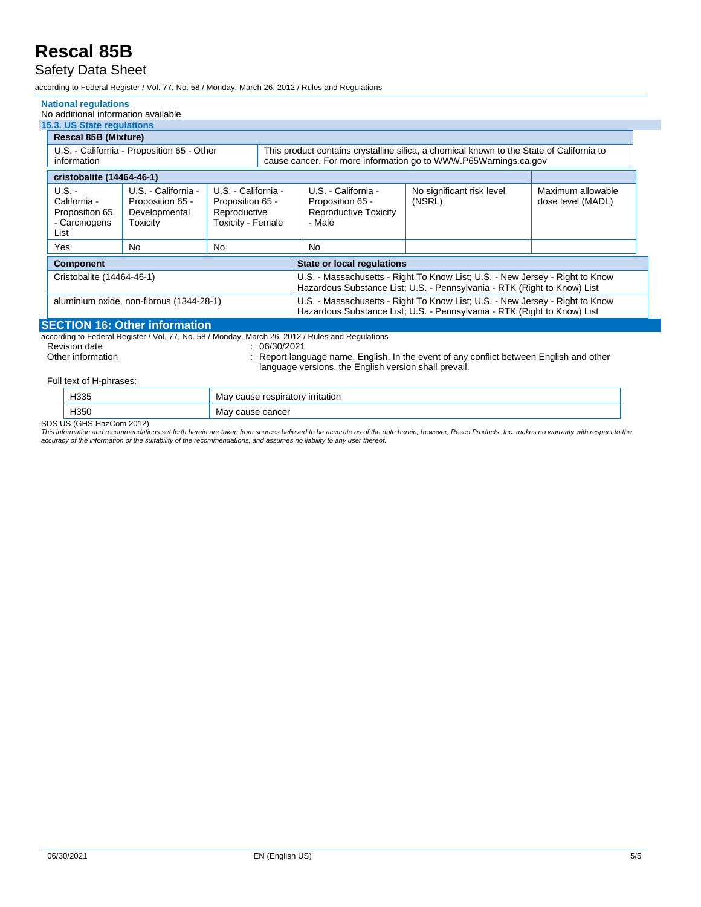**National regulations**

No additional information available

### 15.3. US State regulations

| Rescal 85B (Mixture) | |
|---|---|
| U.S. - California - Proposition 65 - Other information | This product contains crystalline silica, a chemical known to the State of California to cause cancer. For more information go to WWW.P65Warnings.ca.gov |

| cristobalite (14464-46-1) | | | | | |
|---|---|---|---|---|---|
| U.S. - California - Proposition 65 - Carcinogens List | U.S. - California - Proposition 65 - Developmental Toxicity | U.S. - California - Proposition 65 - Reproductive Toxicity - Female | U.S. - California - Proposition 65 - Reproductive Toxicity - Male | No significant risk level (NSRL) | Maximum allowable dose level (MADL) |
| Yes | No | No | No | | |

| Component | State or local regulations |
|---|---|
| Cristobalite (14464-46-1) | U.S. - Massachusetts - Right To Know List; U.S. - New Jersey - Right to Know Hazardous Substance List; U.S. - Pennsylvania - RTK (Right to Know) List |
| aluminium oxide, non-fibrous (1344-28-1) | U.S. - Massachusetts - Right To Know List; U.S. - New Jersey - Right to Know Hazardous Substance List; U.S. - Pennsylvania - RTK (Right to Know) List |

## SECTION 16: Other information

according to Federal Register / Vol. 77, No. 58 / Monday, March 26, 2012 / Rules and Regulations

Revision date : 06/30/2021

Other information : Report language name. English. In the event of any conflict between English and other language versions, the English version shall prevail.

Full text of H-phrases:

| | |
|---|---|
| H335 | May cause respiratory irritation |
| H350 | May cause cancer |

SDS US (GHS HazCom 2012)

*This information and recommendations set forth herein are taken from sources believed to be accurate as of the date herein, however, Resco Products, Inc. makes no warranty with respect to the accuracy of the information or the suitability of the recommendations, and assumes no liability to any user thereof.*